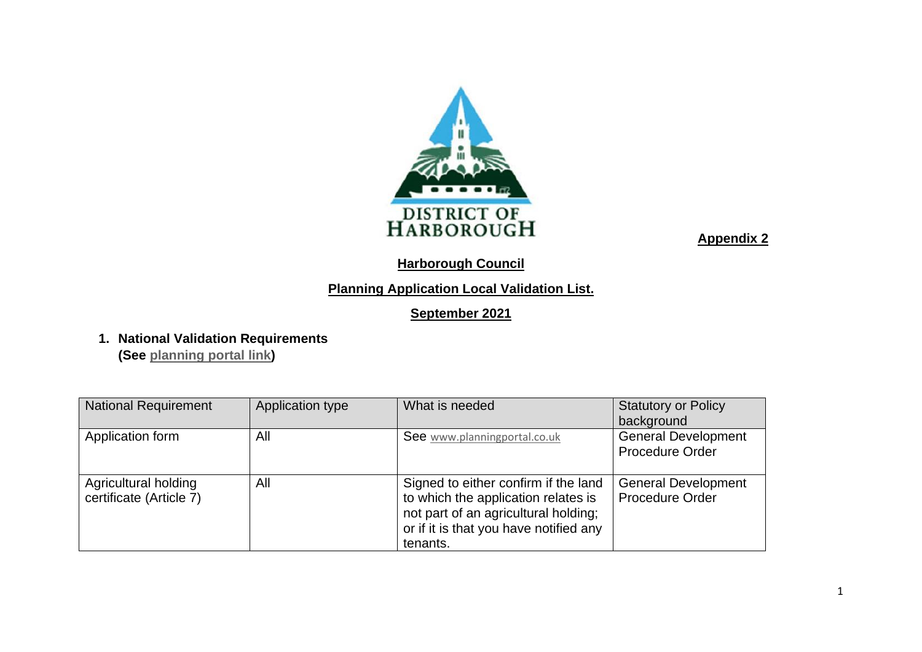**Appendix 2**

# Harborough Council

## Planning Application Local Validation List.

**September 2021**

## 1. National Validation Requirements
**(See planning portal link)**

| National Requirement | Application type | What is needed | Statutory or Policy background |
|---|---|---|---|
| Application form | All | See www.planningportal.co.uk | General Development Procedure Order |
| Agricultural holding certificate (Article 7) | All | Signed to either confirm if the land to which the application relates is not part of an agricultural holding; or if it is that you have notified any tenants. | General Development Procedure Order |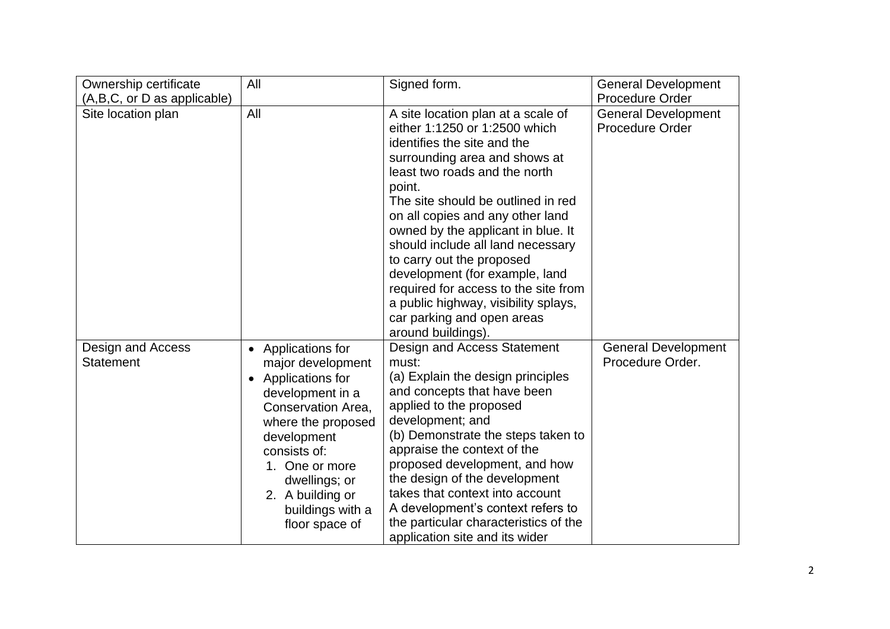| Ownership certificate (A,B,C, or D as applicable) | All | Signed form. | General Development Procedure Order |
|---|---|---|---|
| Site location plan | All | A site location plan at a scale of either 1:1250 or 1:2500 which identifies the site and the surrounding area and shows at least two roads and the north point. The site should be outlined in red on all copies and any other land owned by the applicant in blue. It should include all land necessary to carry out the proposed development (for example, land required for access to the site from a public highway, visibility splays, car parking and open areas around buildings). | General Development Procedure Order |
| Design and Access Statement | • Applications for major development<br>• Applications for development in a Conservation Area, where the proposed development consists of:<br>1. One or more dwellings; or<br>2. A building or buildings with a floor space of | Design and Access Statement must:<br>(a) Explain the design principles and concepts that have been applied to the proposed development; and<br>(b) Demonstrate the steps taken to appraise the context of the proposed development, and how the design of the development takes that context into account<br>A development's context refers to the particular characteristics of the application site and its wider | General Development Procedure Order. |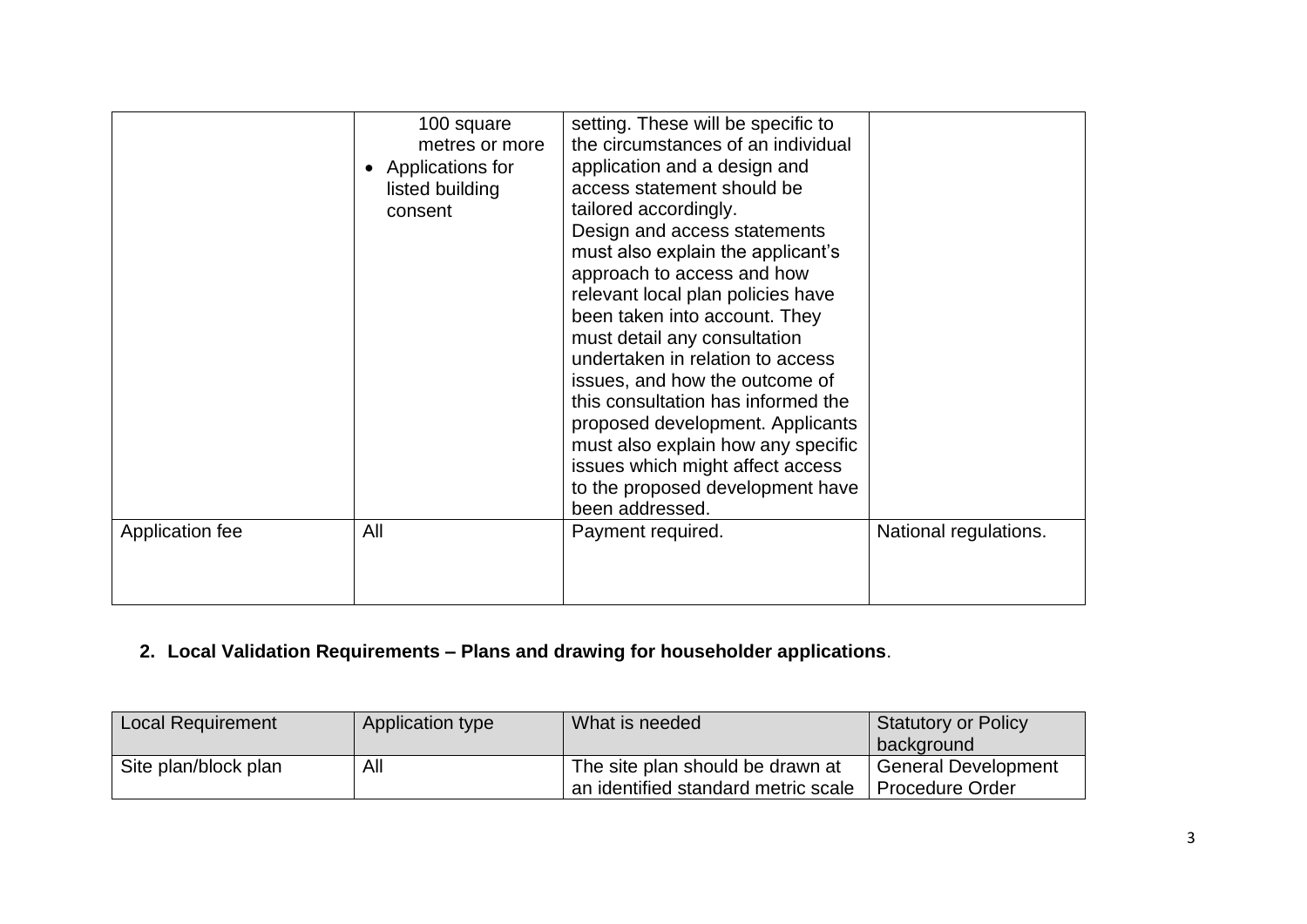| | | | |
|---|---|---|---|
| | 100 square metres or more<br>• Applications for listed building consent | setting. These will be specific to the circumstances of an individual application and a design and access statement should be tailored accordingly.<br>Design and access statements must also explain the applicant's approach to access and how relevant local plan policies have been taken into account. They must detail any consultation undertaken in relation to access issues, and how the outcome of this consultation has informed the proposed development. Applicants must also explain how any specific issues which might affect access to the proposed development have been addressed. | |
| Application fee | All | Payment required. | National regulations. |

**2. Local Validation Requirements – Plans and drawing for householder applications**.

| Local Requirement | Application type | What is needed | Statutory or Policy background |
|---|---|---|---|
| Site plan/block plan | All | The site plan should be drawn at an identified standard metric scale | General Development Procedure Order |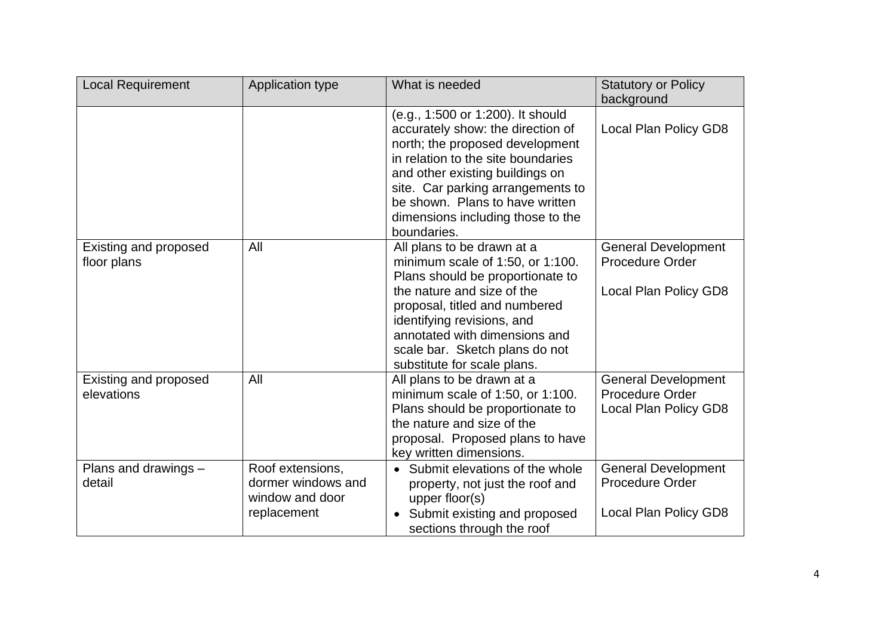| Local Requirement | Application type | What is needed | Statutory or Policy background |
|---|---|---|---|
| | | (e.g., 1:500 or 1:200). It should accurately show: the direction of north; the proposed development in relation to the site boundaries and other existing buildings on site. Car parking arrangements to be shown. Plans to have written dimensions including those to the boundaries. | Local Plan Policy GD8 |
| Existing and proposed floor plans | All | All plans to be drawn at a minimum scale of 1:50, or 1:100. Plans should be proportionate to the nature and size of the proposal, titled and numbered identifying revisions, and annotated with dimensions and scale bar. Sketch plans do not substitute for scale plans. | General Development Procedure Order<br><br>Local Plan Policy GD8 |
| Existing and proposed elevations | All | All plans to be drawn at a minimum scale of 1:50, or 1:100. Plans should be proportionate to the nature and size of the proposal. Proposed plans to have key written dimensions. | General Development Procedure Order<br>Local Plan Policy GD8 |
| Plans and drawings – detail | Roof extensions, dormer windows and window and door replacement | • Submit elevations of the whole property, not just the roof and upper floor(s)<br>• Submit existing and proposed sections through the roof | General Development Procedure Order<br><br>Local Plan Policy GD8 |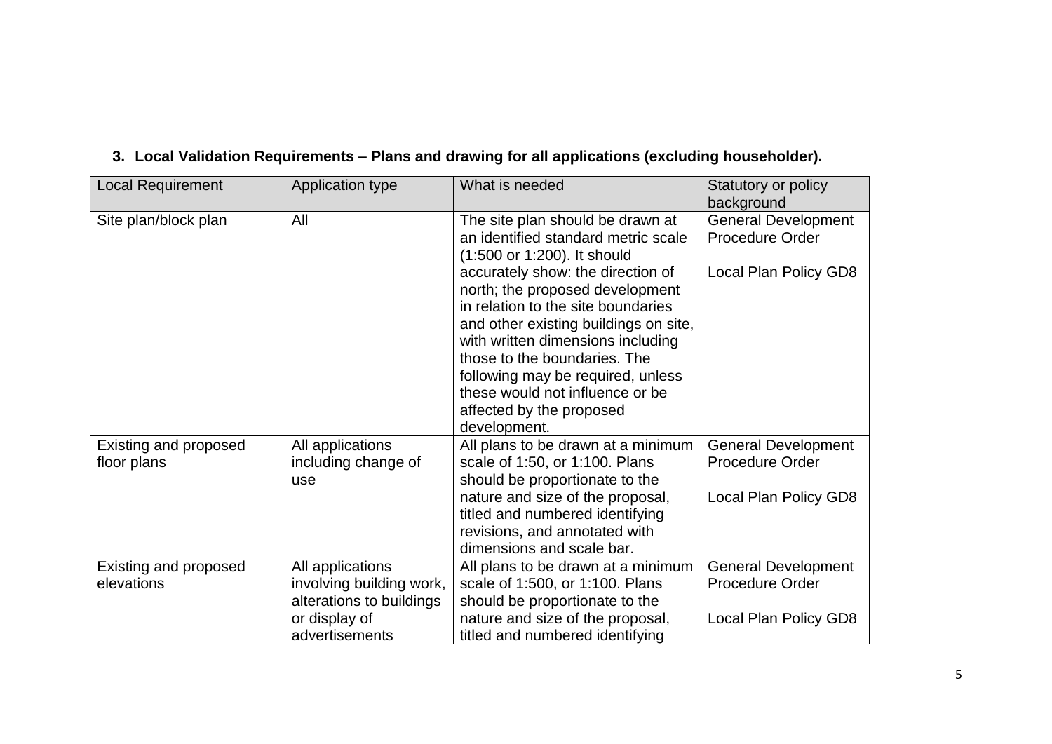### 3. Local Validation Requirements – Plans and drawing for all applications (excluding householder).

| Local Requirement | Application type | What is needed | Statutory or policy background |
|---|---|---|---|
| Site plan/block plan | All | The site plan should be drawn at an identified standard metric scale (1:500 or 1:200). It should accurately show: the direction of north; the proposed development in relation to the site boundaries and other existing buildings on site, with written dimensions including those to the boundaries. The following may be required, unless these would not influence or be affected by the proposed development. | General Development Procedure Order<br><br>Local Plan Policy GD8 |
| Existing and proposed floor plans | All applications including change of use | All plans to be drawn at a minimum scale of 1:50, or 1:100. Plans should be proportionate to the nature and size of the proposal, titled and numbered identifying revisions, and annotated with dimensions and scale bar. | General Development Procedure Order<br><br>Local Plan Policy GD8 |
| Existing and proposed elevations | All applications involving building work, alterations to buildings or display of advertisements | All plans to be drawn at a minimum scale of 1:500, or 1:100. Plans should be proportionate to the nature and size of the proposal, titled and numbered identifying | General Development Procedure Order<br><br>Local Plan Policy GD8 |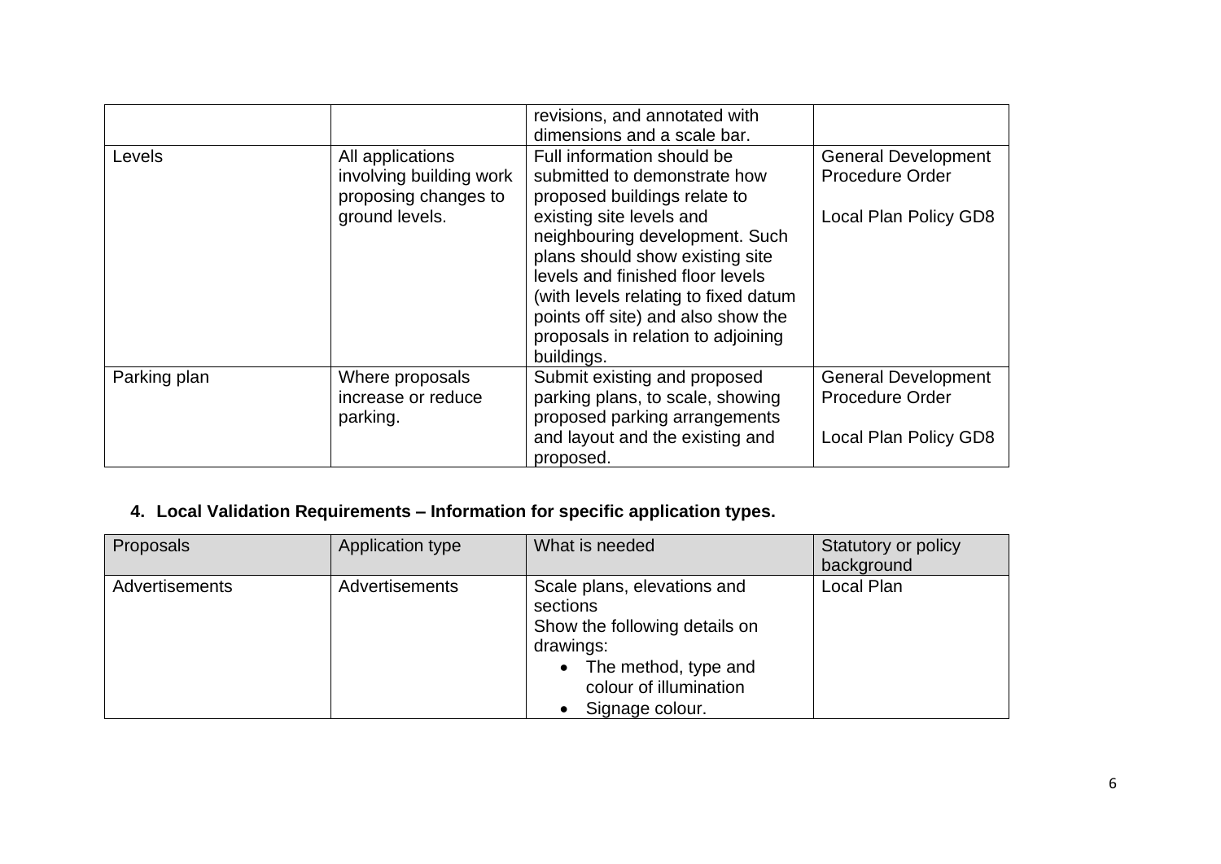| | | revisions, and annotated with dimensions and a scale bar. | |
|---|---|---|---|
| Levels | All applications involving building work proposing changes to ground levels. | Full information should be submitted to demonstrate how proposed buildings relate to existing site levels and neighbouring development. Such plans should show existing site levels and finished floor levels (with levels relating to fixed datum points off site) and also show the proposals in relation to adjoining buildings. | General Development Procedure Order<br><br>Local Plan Policy GD8 |
| Parking plan | Where proposals increase or reduce parking. | Submit existing and proposed parking plans, to scale, showing proposed parking arrangements and layout and the existing and proposed. | General Development Procedure Order<br><br>Local Plan Policy GD8 |

## 4. Local Validation Requirements – Information for specific application types.

| Proposals | Application type | What is needed | Statutory or policy background |
|---|---|---|---|
| Advertisements | Advertisements | Scale plans, elevations and sections<br>Show the following details on drawings:<br>• The method, type and colour of illumination<br>• Signage colour. | Local Plan |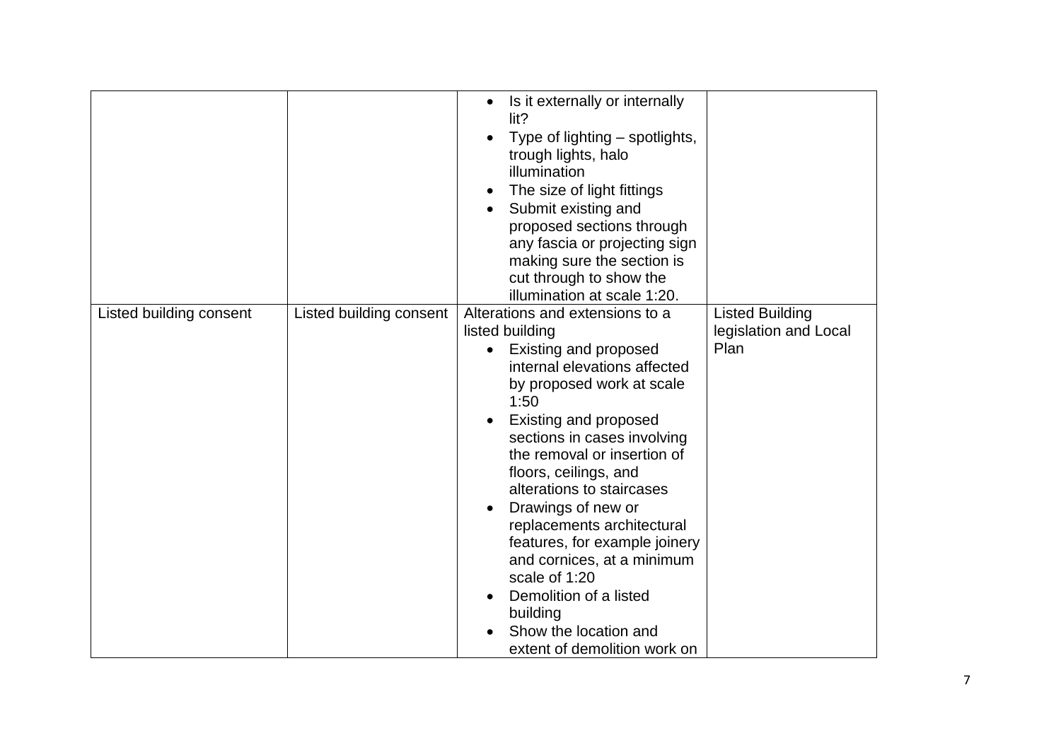| | | | |
|---|---|---|---|
| | | • Is it externally or internally lit?<br>• Type of lighting – spotlights, trough lights, halo illumination<br>• The size of light fittings<br>• Submit existing and proposed sections through any fascia or projecting sign making sure the section is cut through to show the illumination at scale 1:20. | |
| Listed building consent | Listed building consent | Alterations and extensions to a listed building<br>• Existing and proposed internal elevations affected by proposed work at scale 1:50<br>• Existing and proposed sections in cases involving the removal or insertion of floors, ceilings, and alterations to staircases<br>• Drawings of new or replacements architectural features, for example joinery and cornices, at a minimum scale of 1:20<br>• Demolition of a listed building<br>• Show the location and extent of demolition work on | Listed Building legislation and Local Plan |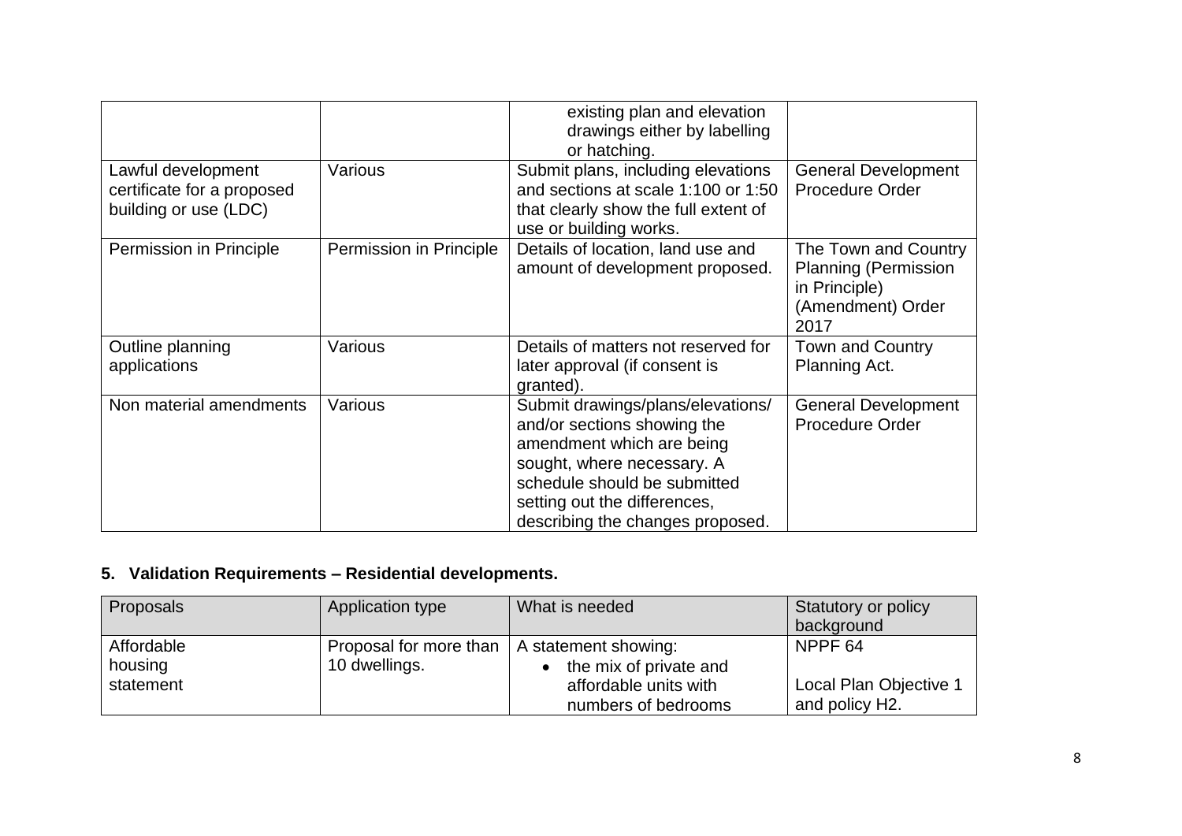| | | | |
|---|---|---|---|
| | | existing plan and elevation drawings either by labelling or hatching. | |
| Lawful development certificate for a proposed building or use (LDC) | Various | Submit plans, including elevations and sections at scale 1:100 or 1:50 that clearly show the full extent of use or building works. | General Development Procedure Order |
| Permission in Principle | Permission in Principle | Details of location, land use and amount of development proposed. | The Town and Country Planning (Permission in Principle) (Amendment) Order 2017 |
| Outline planning applications | Various | Details of matters not reserved for later approval (if consent is granted). | Town and Country Planning Act. |
| Non material amendments | Various | Submit drawings/plans/elevations/ and/or sections showing the amendment which are being sought, where necessary. A schedule should be submitted setting out the differences, describing the changes proposed. | General Development Procedure Order |

## 5. Validation Requirements – Residential developments.

| Proposals | Application type | What is needed | Statutory or policy background |
|---|---|---|---|
| Affordable housing statement | Proposal for more than 10 dwellings. | A statement showing: <br>• the mix of private and affordable units with numbers of bedrooms | NPPF 64<br><br>Local Plan Objective 1 and policy H2. |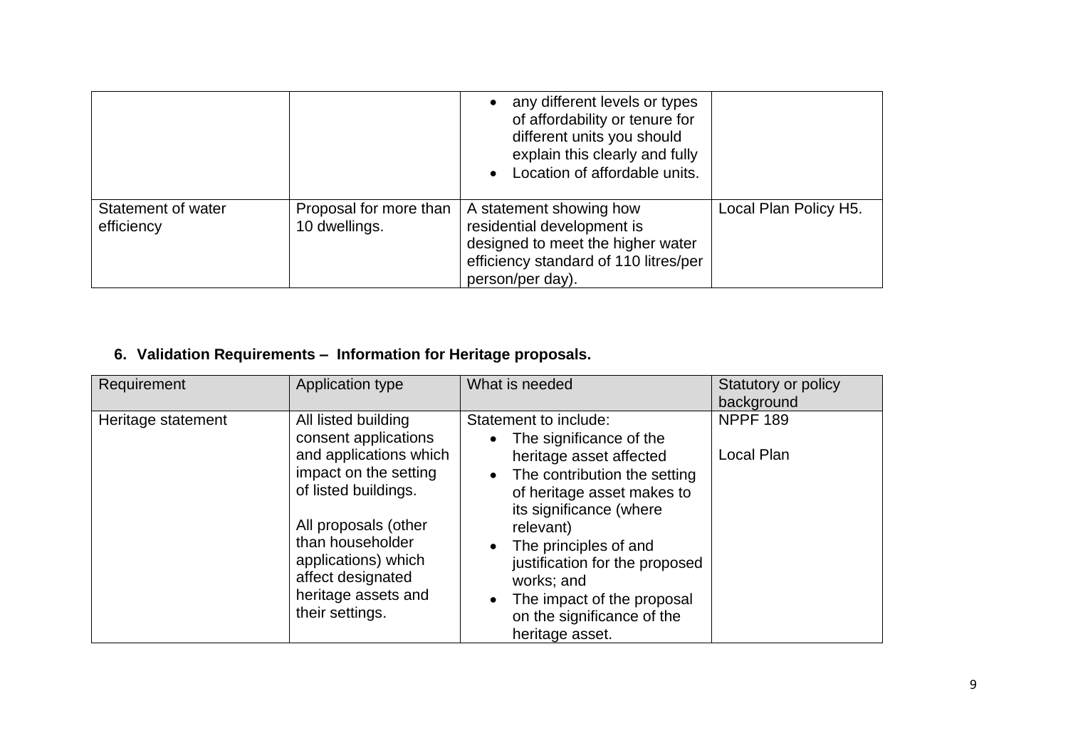| | | • any different levels or types of affordability or tenure for different units you should explain this clearly and fully<br>• Location of affordable units. | |
|---|---|---|---|
| Statement of water efficiency | Proposal for more than 10 dwellings. | A statement showing how residential development is designed to meet the higher water efficiency standard of 110 litres/per person/per day). | Local Plan Policy H5. |

## 6. Validation Requirements – Information for Heritage proposals.

| Requirement | Application type | What is needed | Statutory or policy background |
|---|---|---|---|
| Heritage statement | All listed building consent applications and applications which impact on the setting of listed buildings.<br><br>All proposals (other than householder applications) which affect designated heritage assets and their settings. | Statement to include:<br>• The significance of the heritage asset affected<br>• The contribution the setting of heritage asset makes to its significance (where relevant)<br>• The principles of and justification for the proposed works; and<br>• The impact of the proposal on the significance of the heritage asset. | NPPF 189<br><br>Local Plan |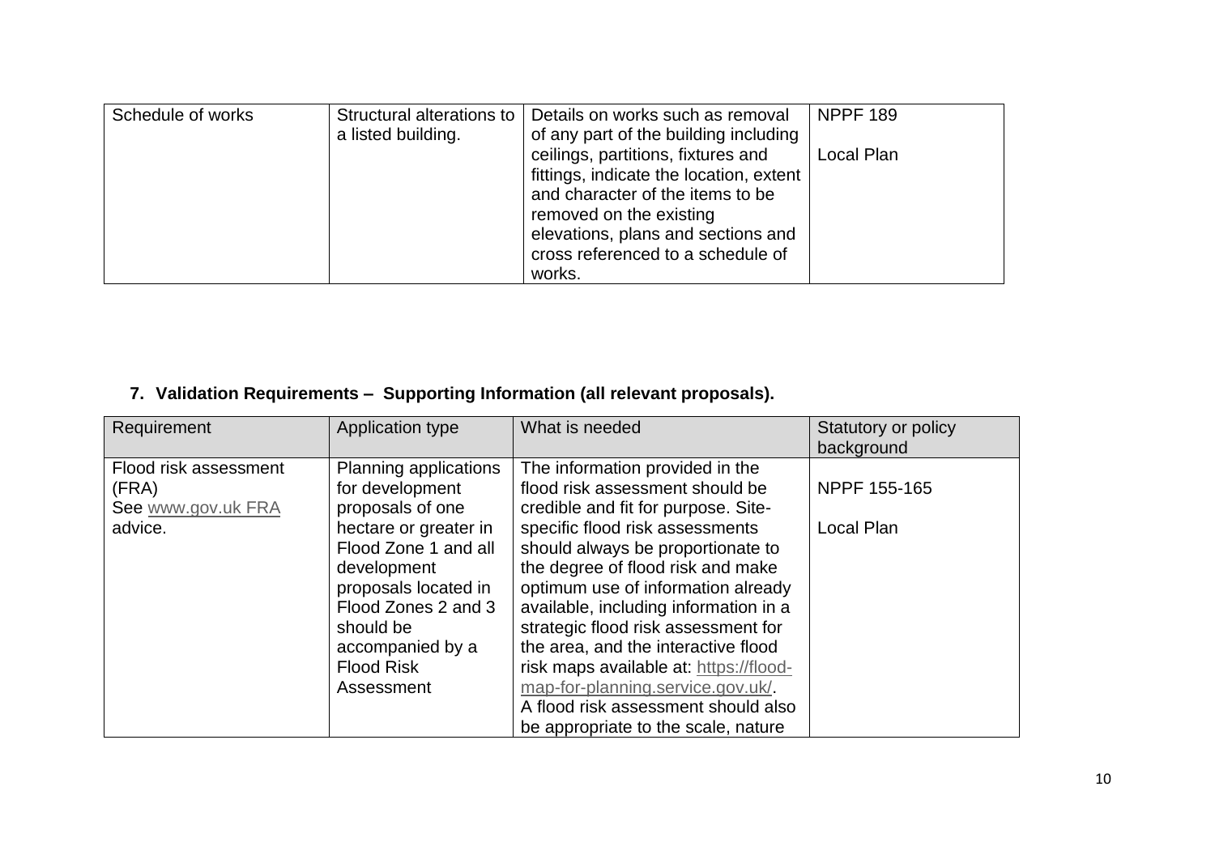| Schedule of works | Structural alterations to a listed building. | Details on works such as removal of any part of the building including ceilings, partitions, fixtures and fittings, indicate the location, extent and character of the items to be removed on the existing elevations, plans and sections and cross referenced to a schedule of works. | NPPF 189<br><br>Local Plan |
|---|---|---|---|

## 7. Validation Requirements – Supporting Information (all relevant proposals).

| Requirement | Application type | What is needed | Statutory or policy background |
|---|---|---|---|
| Flood risk assessment (FRA)<br>See www.gov.uk FRA advice. | Planning applications for development proposals of one hectare or greater in Flood Zone 1 and all development proposals located in Flood Zones 2 and 3 should be accompanied by a Flood Risk Assessment | The information provided in the flood risk assessment should be credible and fit for purpose. Site-specific flood risk assessments should always be proportionate to the degree of flood risk and make optimum use of information already available, including information in a strategic flood risk assessment for the area, and the interactive flood risk maps available at: https://flood-map-for-planning.service.gov.uk/.<br>A flood risk assessment should also be appropriate to the scale, nature | NPPF 155-165<br><br>Local Plan |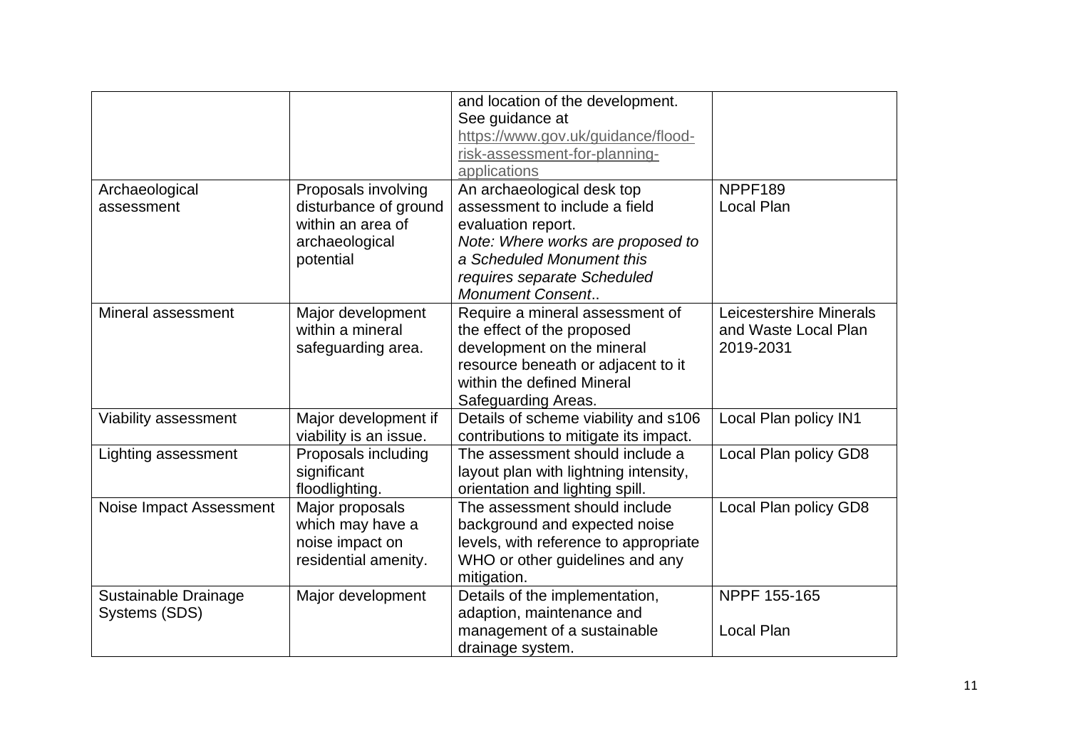| | | | |
|---|---|---|---|
| | | and location of the development. See guidance at https://www.gov.uk/guidance/flood-risk-assessment-for-planning-applications | |
| Archaeological assessment | Proposals involving disturbance of ground within an area of archaeological potential | An archaeological desk top assessment to include a field evaluation report. *Note: Where works are proposed to a Scheduled Monument this requires separate Scheduled Monument Consent..* | NPPF189<br>Local Plan |
| Mineral assessment | Major development within a mineral safeguarding area. | Require a mineral assessment of the effect of the proposed development on the mineral resource beneath or adjacent to it within the defined Mineral Safeguarding Areas. | Leicestershire Minerals and Waste Local Plan 2019-2031 |
| Viability assessment | Major development if viability is an issue. | Details of scheme viability and s106 contributions to mitigate its impact. | Local Plan policy IN1 |
| Lighting assessment | Proposals including significant floodlighting. | The assessment should include a layout plan with lightning intensity, orientation and lighting spill. | Local Plan policy GD8 |
| Noise Impact Assessment | Major proposals which may have a noise impact on residential amenity. | The assessment should include background and expected noise levels, with reference to appropriate WHO or other guidelines and any mitigation. | Local Plan policy GD8 |
| Sustainable Drainage Systems (SDS) | Major development | Details of the implementation, adaption, maintenance and management of a sustainable drainage system. | NPPF 155-165<br><br>Local Plan |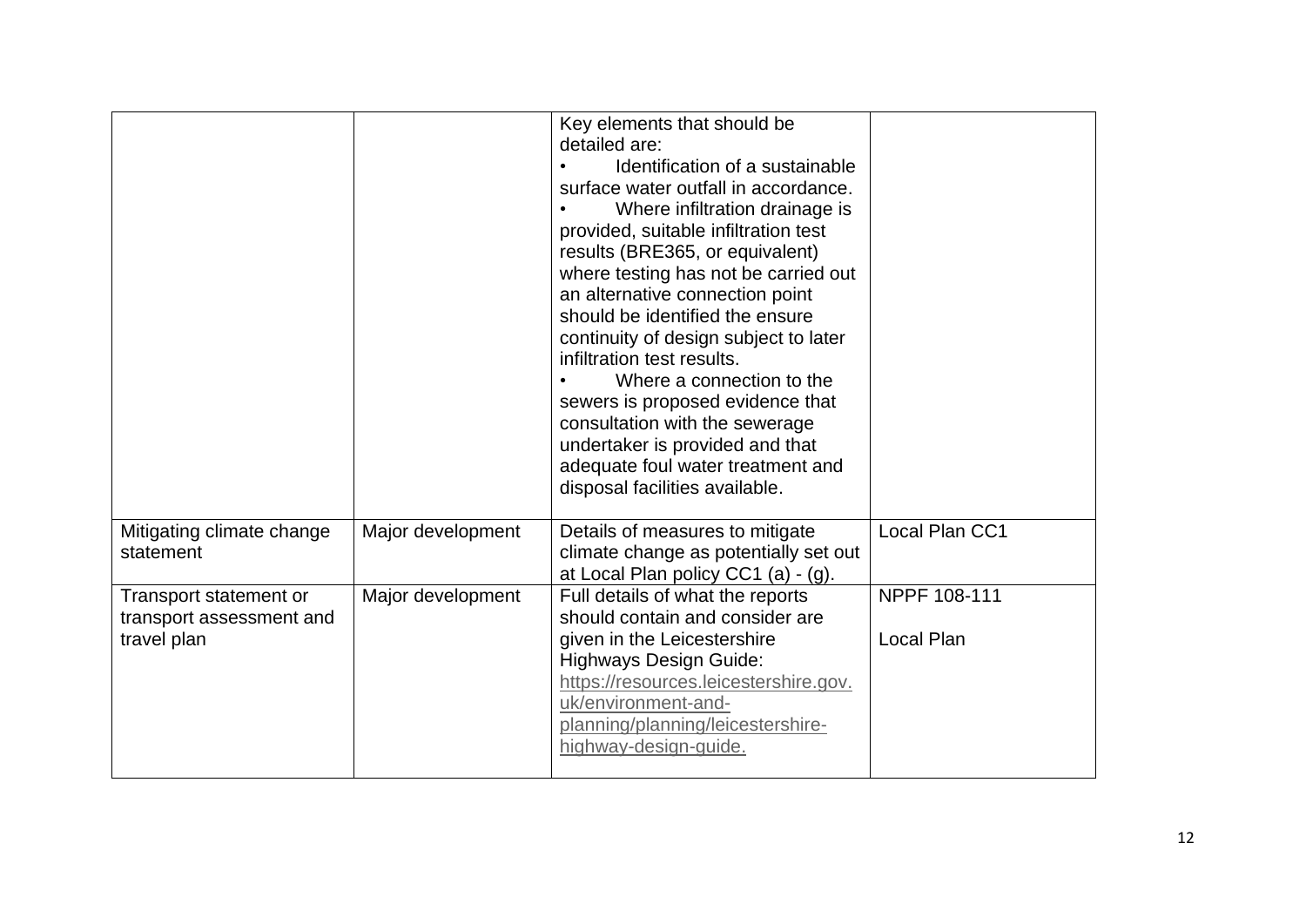| | | | |
|---|---|---|---|
| | | Key elements that should be detailed are:<br>• Identification of a sustainable surface water outfall in accordance.<br>• Where infiltration drainage is provided, suitable infiltration test results (BRE365, or equivalent) where testing has not be carried out an alternative connection point should be identified the ensure continuity of design subject to later infiltration test results.<br>• Where a connection to the sewers is proposed evidence that consultation with the sewerage undertaker is provided and that adequate foul water treatment and disposal facilities available. | |
| Mitigating climate change statement | Major development | Details of measures to mitigate climate change as potentially set out at Local Plan policy CC1 (a) - (g). | Local Plan CC1 |
| Transport statement or transport assessment and travel plan | Major development | Full details of what the reports should contain and consider are given in the Leicestershire Highways Design Guide: https://resources.leicestershire.gov.uk/environment-and-planning/planning/leicestershire-highway-design-guide. | NPPF 108-111<br><br>Local Plan |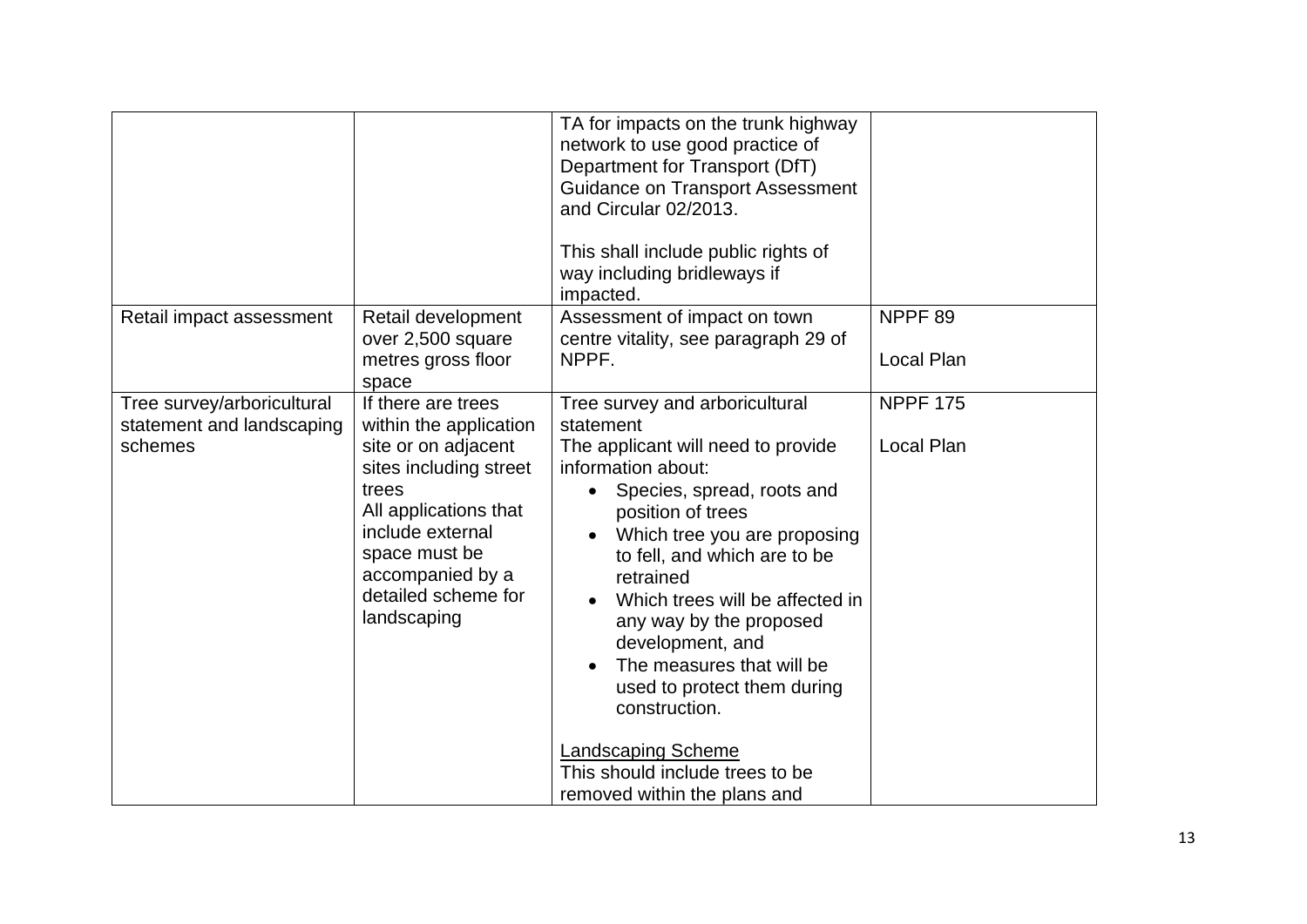|  |  |  |  |
|---|---|---|---|
|  |  | TA for impacts on the trunk highway network to use good practice of Department for Transport (DfT) Guidance on Transport Assessment and Circular 02/2013.<br><br>This shall include public rights of way including bridleways if impacted. |  |
| Retail impact assessment | Retail development over 2,500 square metres gross floor space | Assessment of impact on town centre vitality, see paragraph 29 of NPPF. | NPPF 89<br><br>Local Plan |
| Tree survey/arboricultural statement and landscaping schemes | If there are trees within the application site or on adjacent sites including street trees<br>All applications that include external space must be accompanied by a detailed scheme for landscaping | Tree survey and arboricultural statement<br>The applicant will need to provide information about:<br>• Species, spread, roots and position of trees<br>• Which tree you are proposing to fell, and which are to be retrained<br>• Which trees will be affected in any way by the proposed development, and<br>• The measures that will be used to protect them during construction.<br><br><u>Landscaping Scheme</u><br>This should include trees to be removed within the plans and | NPPF 175<br><br>Local Plan |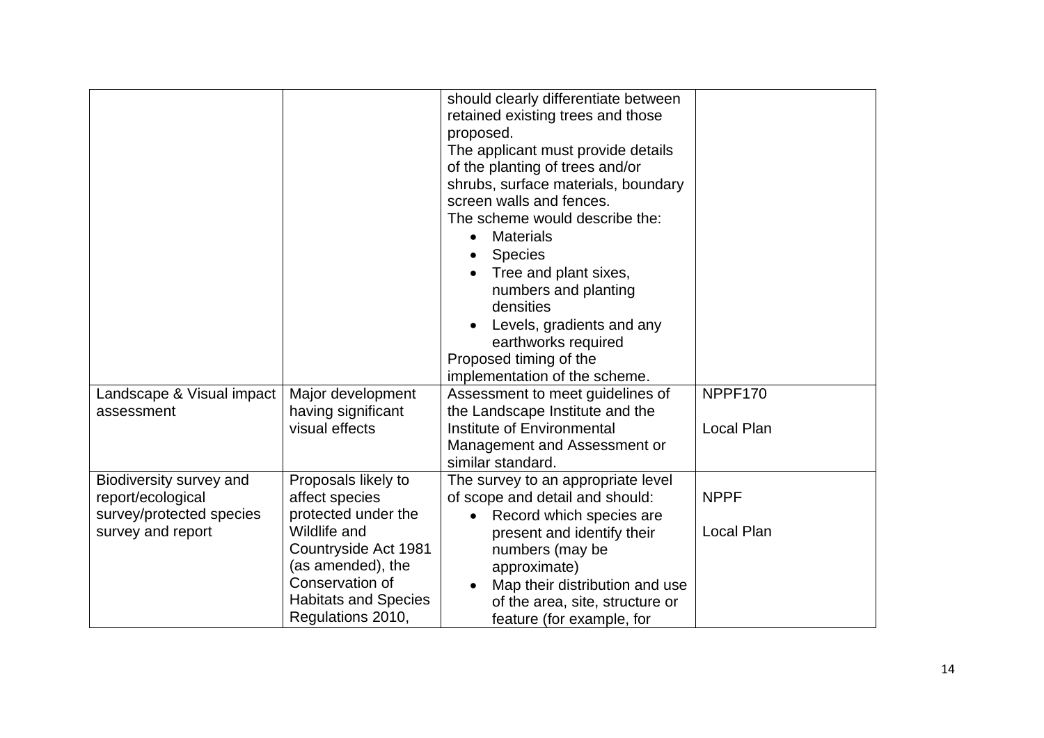|  |  |  |  |
|---|---|---|---|
|  |  | should clearly differentiate between retained existing trees and those proposed.<br>The applicant must provide details of the planting of trees and/or shrubs, surface materials, boundary screen walls and fences.<br>The scheme would describe the:<br>• Materials<br>• Species<br>• Tree and plant sixes, numbers and planting densities<br>• Levels, gradients and any earthworks required<br>Proposed timing of the implementation of the scheme. |  |
| Landscape & Visual impact assessment | Major development having significant visual effects | Assessment to meet guidelines of the Landscape Institute and the Institute of Environmental Management and Assessment or similar standard. | NPPF170<br><br>Local Plan |
| Biodiversity survey and report/ecological survey/protected species survey and report | Proposals likely to affect species protected under the Wildlife and Countryside Act 1981 (as amended), the Conservation of Habitats and Species Regulations 2010, | The survey to an appropriate level of scope and detail and should:<br>• Record which species are present and identify their numbers (may be approximate)<br>• Map their distribution and use of the area, site, structure or feature (for example, for | NPPF<br><br>Local Plan |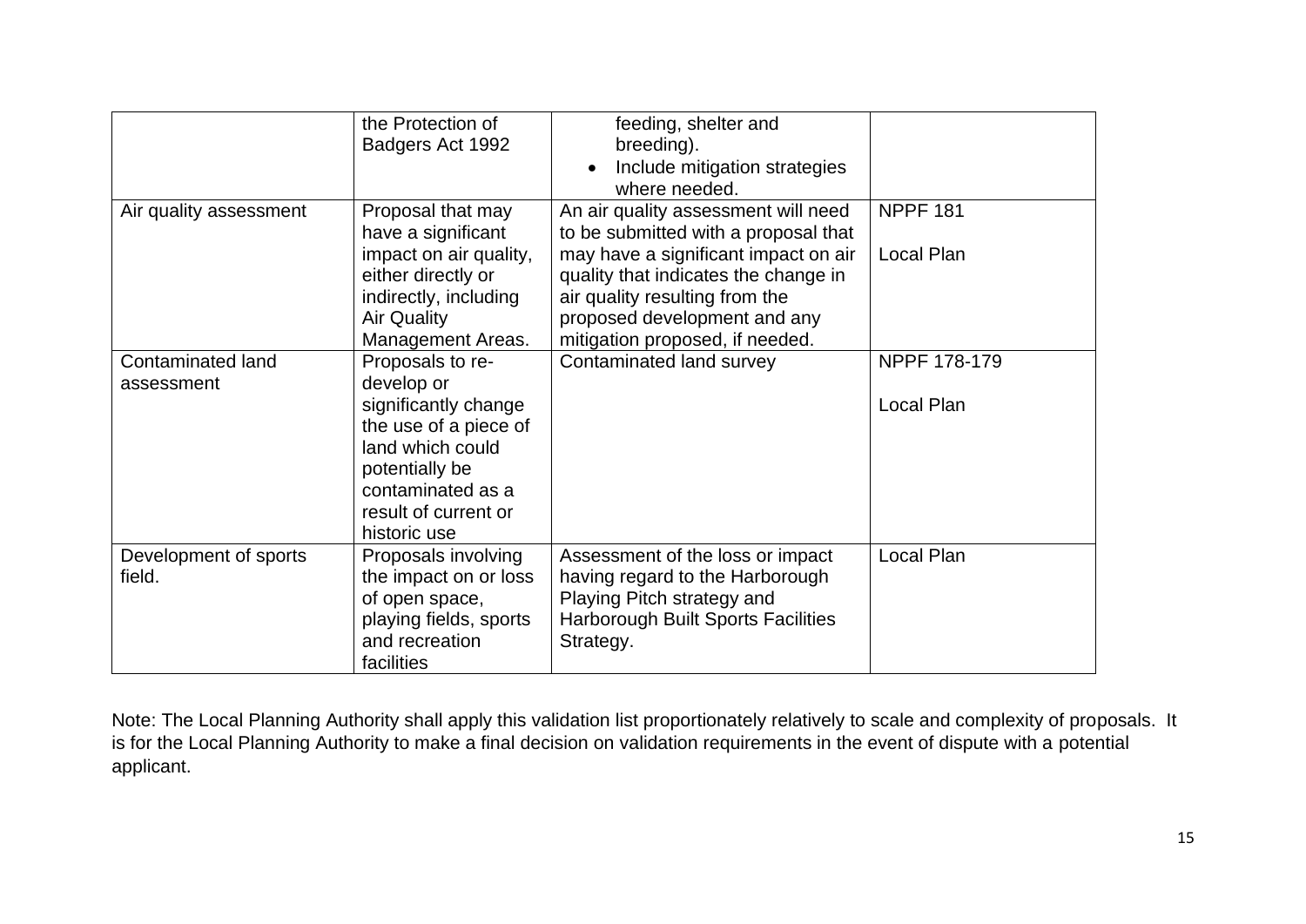| | | | |
|---|---|---|---|
| | the Protection of Badgers Act 1992 | feeding, shelter and breeding).<br>• Include mitigation strategies where needed. | |
| Air quality assessment | Proposal that may have a significant impact on air quality, either directly or indirectly, including Air Quality Management Areas. | An air quality assessment will need to be submitted with a proposal that may have a significant impact on air quality that indicates the change in air quality resulting from the proposed development and any mitigation proposed, if needed. | NPPF 181<br><br>Local Plan |
| Contaminated land assessment | Proposals to re-develop or significantly change the use of a piece of land which could potentially be contaminated as a result of current or historic use | Contaminated land survey | NPPF 178-179<br><br>Local Plan |
| Development of sports field. | Proposals involving the impact on or loss of open space, playing fields, sports and recreation facilities | Assessment of the loss or impact having regard to the Harborough Playing Pitch strategy and Harborough Built Sports Facilities Strategy. | Local Plan |

Note: The Local Planning Authority shall apply this validation list proportionately relatively to scale and complexity of proposals. It is for the Local Planning Authority to make a final decision on validation requirements in the event of dispute with a potential applicant.